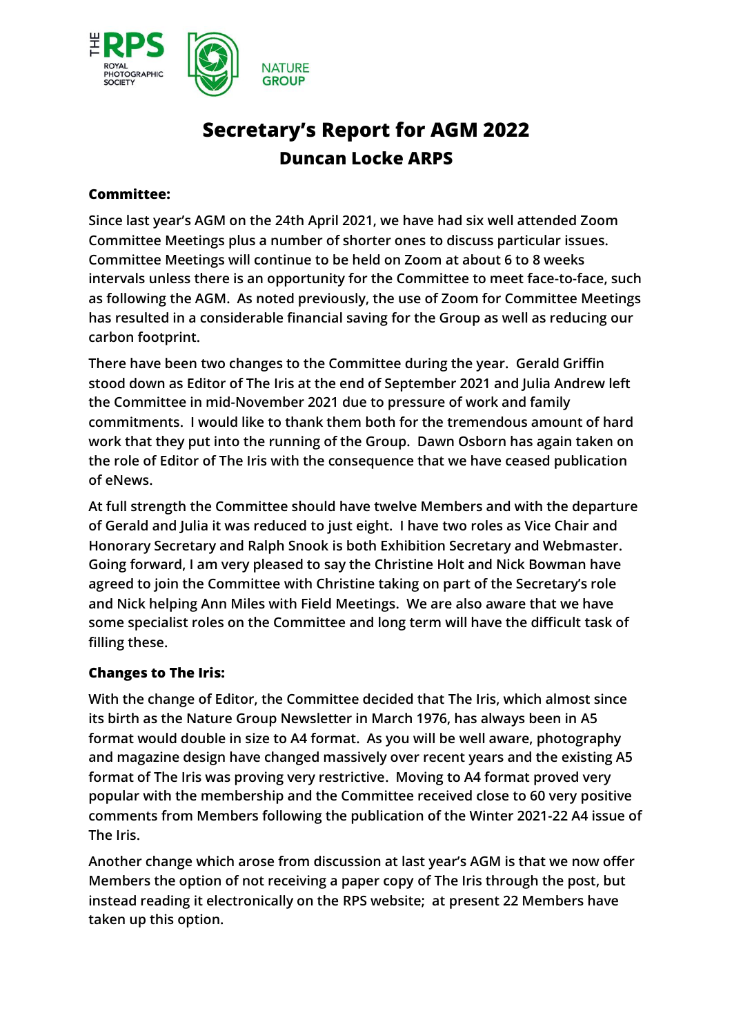# Secretary's Report for AGM 2022

## Duncan Locke ARPS

### Committee:

Since last year's AGM on the 24th April 2021, we have had six well attended Zoom Committee Meetings plus a number of shorter ones to discuss particular issues. Committee Meetings will continue to be held on Zoom at about 6 to 8 weeks intervals unless there is an opportunity for the Committee to meet face-to-face, such as following the AGM. As noted previously, the use of Zoom for Committee Meetings has resulted in a considerable financial saving for the Group as well as reducing our carbon footprint.

There have been two changes to the Committee during the year. Gerald Griffin stood down as Editor of The Iris at the end of September 2021 and Julia Andrew left the Committee in mid-November 2021 due to pressure of work and family commitments. I would like to thank them both for the tremendous amount of hard work that they put into the running of the Group. Dawn Osborn has again taken on the role of Editor of The Iris with the consequence that we have ceased publication of eNews.

At full strength the Committee should have twelve Members and with the departure of Gerald and Julia it was reduced to just eight. I have two roles as Vice Chair and Honorary Secretary and Ralph Snook is both Exhibition Secretary and Webmaster. Going forward, I am very pleased to say the Christine Holt and Nick Bowman have agreed to join the Committee with Christine taking on part of the Secretary's role and Nick helping Ann Miles with Field Meetings. We are also aware that we have some specialist roles on the Committee and long term will have the difficult task of filling these.

### Changes to The Iris:

With the change of Editor, the Committee decided that The Iris, which almost since its birth as the Nature Group Newsletter in March 1976, has always been in A5 format would double in size to A4 format. As you will be well aware, photography and magazine design have changed massively over recent years and the existing A5 format of The Iris was proving very restrictive. Moving to A4 format proved very popular with the membership and the Committee received close to 60 very positive comments from Members following the publication of the Winter 2021-22 A4 issue of The Iris.

Another change which arose from discussion at last year's AGM is that we now offer Members the option of not receiving a paper copy of The Iris through the post, but instead reading it electronically on the RPS website; at present 22 Members have taken up this option.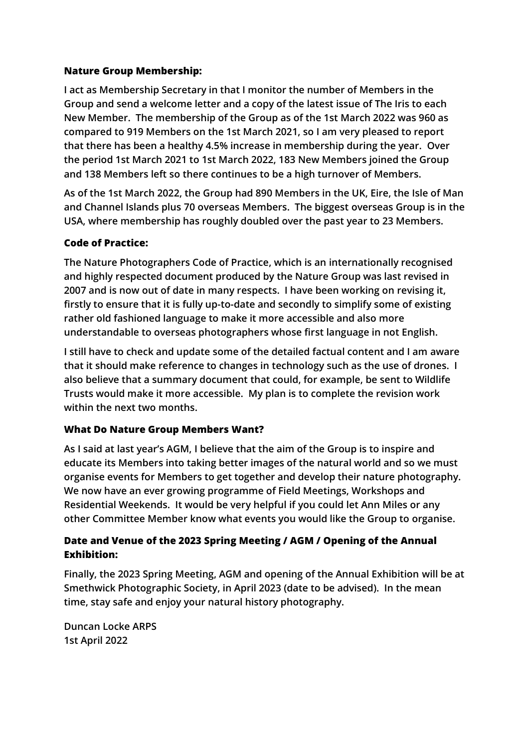### Nature Group Membership:

I act as Membership Secretary in that I monitor the number of Members in the Group and send a welcome letter and a copy of the latest issue of The Iris to each New Member. The membership of the Group as of the 1st March 2022 was 960 as compared to 919 Members on the 1st March 2021, so I am very pleased to report that there has been a healthy 4.5% increase in membership during the year. Over the period 1st March 2021 to 1st March 2022, 183 New Members joined the Group and 138 Members left so there continues to be a high turnover of Members.

As of the 1st March 2022, the Group had 890 Members in the UK, Eire, the Isle of Man and Channel Islands plus 70 overseas Members. The biggest overseas Group is in the USA, where membership has roughly doubled over the past year to 23 Members.

### Code of Practice:

The Nature Photographers Code of Practice, which is an internationally recognised and highly respected document produced by the Nature Group was last revised in 2007 and is now out of date in many respects. I have been working on revising it, firstly to ensure that it is fully up-to-date and secondly to simplify some of existing rather old fashioned language to make it more accessible and also more understandable to overseas photographers whose first language in not English.

I still have to check and update some of the detailed factual content and I am aware that it should make reference to changes in technology such as the use of drones. I also believe that a summary document that could, for example, be sent to Wildlife Trusts would make it more accessible. My plan is to complete the revision work within the next two months.

### What Do Nature Group Members Want?

As I said at last year's AGM, I believe that the aim of the Group is to inspire and educate its Members into taking better images of the natural world and so we must organise events for Members to get together and develop their nature photography. We now have an ever growing programme of Field Meetings, Workshops and Residential Weekends. It would be very helpful if you could let Ann Miles or any other Committee Member know what events you would like the Group to organise.

### Date and Venue of the 2023 Spring Meeting / AGM / Opening of the Annual Exhibition:

Finally, the 2023 Spring Meeting, AGM and opening of the Annual Exhibition will be at Smethwick Photographic Society, in April 2023 (date to be advised). In the mean time, stay safe and enjoy your natural history photography.

Duncan Locke ARPS
1st April 2022